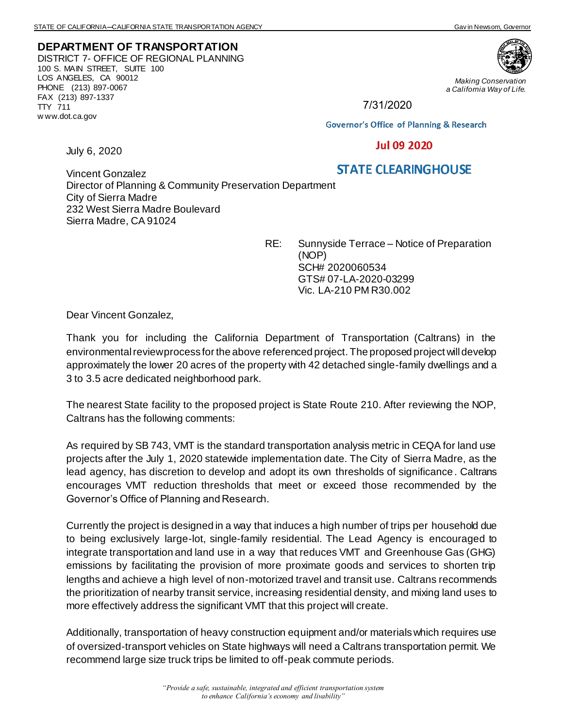STATE OF CALIFORNIA—CALIFORNIA STATE TRANSPORTATION AGENCY — Gavin Newsom, Governor

**DEPARTMENT OF TRANSPORTATION**
DISTRICT 7- OFFICE OF REGIONAL PLANNING
100 S. MAIN STREET, SUITE 100
LOS ANGELES, CA 90012
PHONE (213) 897-0067
FAX (213) 897-1337
TTY 711
www.dot.ca.gov

*Making Conservation a California Way of Life.*

7/31/2020

Governor's Office of Planning & Research

Jul 09 2020

STATE CLEARINGHOUSE

July 6, 2020

Vincent Gonzalez
Director of Planning & Community Preservation Department
City of Sierra Madre
232 West Sierra Madre Boulevard
Sierra Madre, CA 91024

RE: Sunnyside Terrace – Notice of Preparation (NOP)
SCH# 2020060534
GTS# 07-LA-2020-03299
Vic. LA-210 PM R30.002

Dear Vincent Gonzalez,

Thank you for including the California Department of Transportation (Caltrans) in the environmental review process for the above referenced project. The proposed project will develop approximately the lower 20 acres of the property with 42 detached single-family dwellings and a 3 to 3.5 acre dedicated neighborhood park.

The nearest State facility to the proposed project is State Route 210. After reviewing the NOP, Caltrans has the following comments:

As required by SB 743, VMT is the standard transportation analysis metric in CEQA for land use projects after the July 1, 2020 statewide implementation date. The City of Sierra Madre, as the lead agency, has discretion to develop and adopt its own thresholds of significance. Caltrans encourages VMT reduction thresholds that meet or exceed those recommended by the Governor's Office of Planning and Research.

Currently the project is designed in a way that induces a high number of trips per household due to being exclusively large-lot, single-family residential. The Lead Agency is encouraged to integrate transportation and land use in a way that reduces VMT and Greenhouse Gas (GHG) emissions by facilitating the provision of more proximate goods and services to shorten trip lengths and achieve a high level of non-motorized travel and transit use. Caltrans recommends the prioritization of nearby transit service, increasing residential density, and mixing land uses to more effectively address the significant VMT that this project will create.

Additionally, transportation of heavy construction equipment and/or materials which requires use of oversized-transport vehicles on State highways will need a Caltrans transportation permit. We recommend large size truck trips be limited to off-peak commute periods.

*"Provide a safe, sustainable, integrated and efficient transportation system to enhance California's economy and livability"*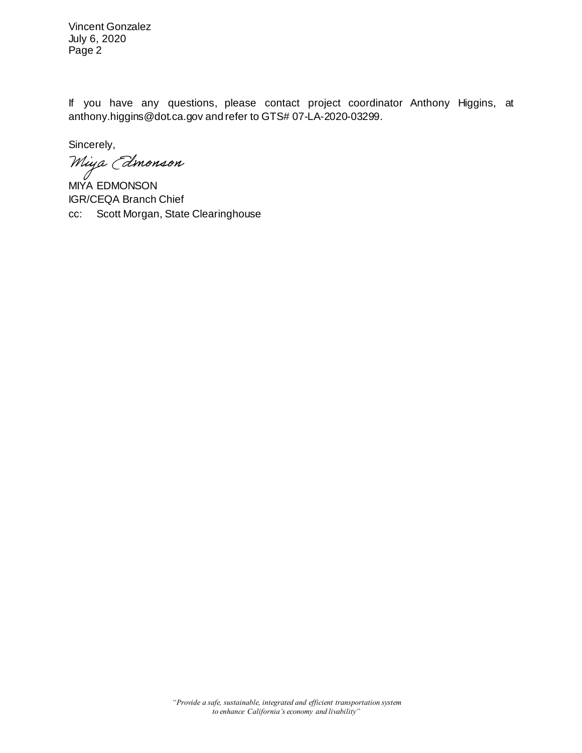If you have any questions, please contact project coordinator Anthony Higgins, at anthony.higgins@dot.ca.gov and refer to GTS# 07-LA-2020-03299.

Sincerely,

*Miya Edmonson*

MIYA EDMONSON
IGR/CEQA Branch Chief

cc: Scott Morgan, State Clearinghouse